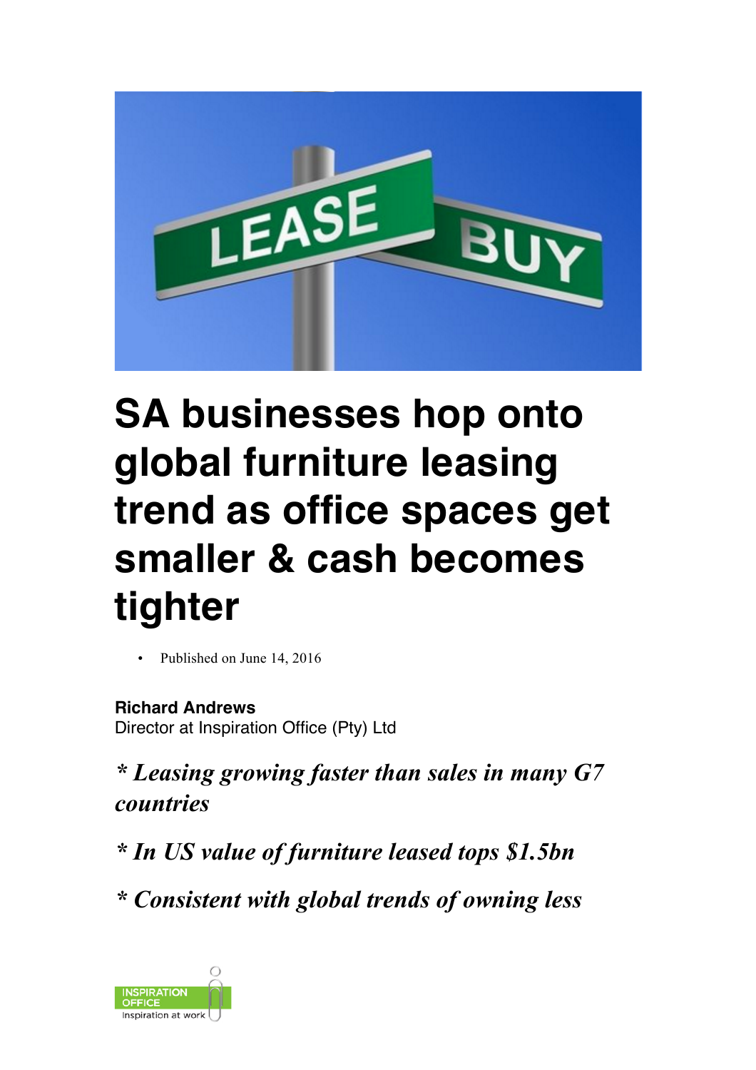# SA businesses hop onto global furniture leasing trend as office spaces get smaller & cash becomes tighter

- Published on June 14, 2016

**Richard Andrews**
Director at Inspiration Office (Pty) Ltd

***\* Leasing growing faster than sales in many G7 countries***

***\* In US value of furniture leased tops $1.5bn***

***\* Consistent with global trends of owning less***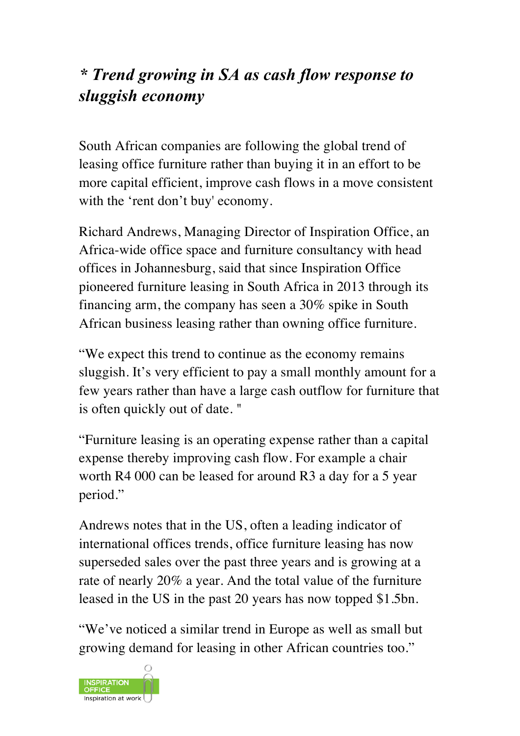***** Trend growing in SA as cash flow response to sluggish economy***

South African companies are following the global trend of leasing office furniture rather than buying it in an effort to be more capital efficient, improve cash flows in a move consistent with the 'rent don't buy' economy.

Richard Andrews, Managing Director of Inspiration Office, an Africa-wide office space and furniture consultancy with head offices in Johannesburg, said that since Inspiration Office pioneered furniture leasing in South Africa in 2013 through its financing arm, the company has seen a 30% spike in South African business leasing rather than owning office furniture.

"We expect this trend to continue as the economy remains sluggish. It's very efficient to pay a small monthly amount for a few years rather than have a large cash outflow for furniture that is often quickly out of date. "

"Furniture leasing is an operating expense rather than a capital expense thereby improving cash flow. For example a chair worth R4 000 can be leased for around R3 a day for a 5 year period."

Andrews notes that in the US, often a leading indicator of international offices trends, office furniture leasing has now superseded sales over the past three years and is growing at a rate of nearly 20% a year. And the total value of the furniture leased in the US in the past 20 years has now topped $1.5bn.

"We've noticed a similar trend in Europe as well as small but growing demand for leasing in other African countries too."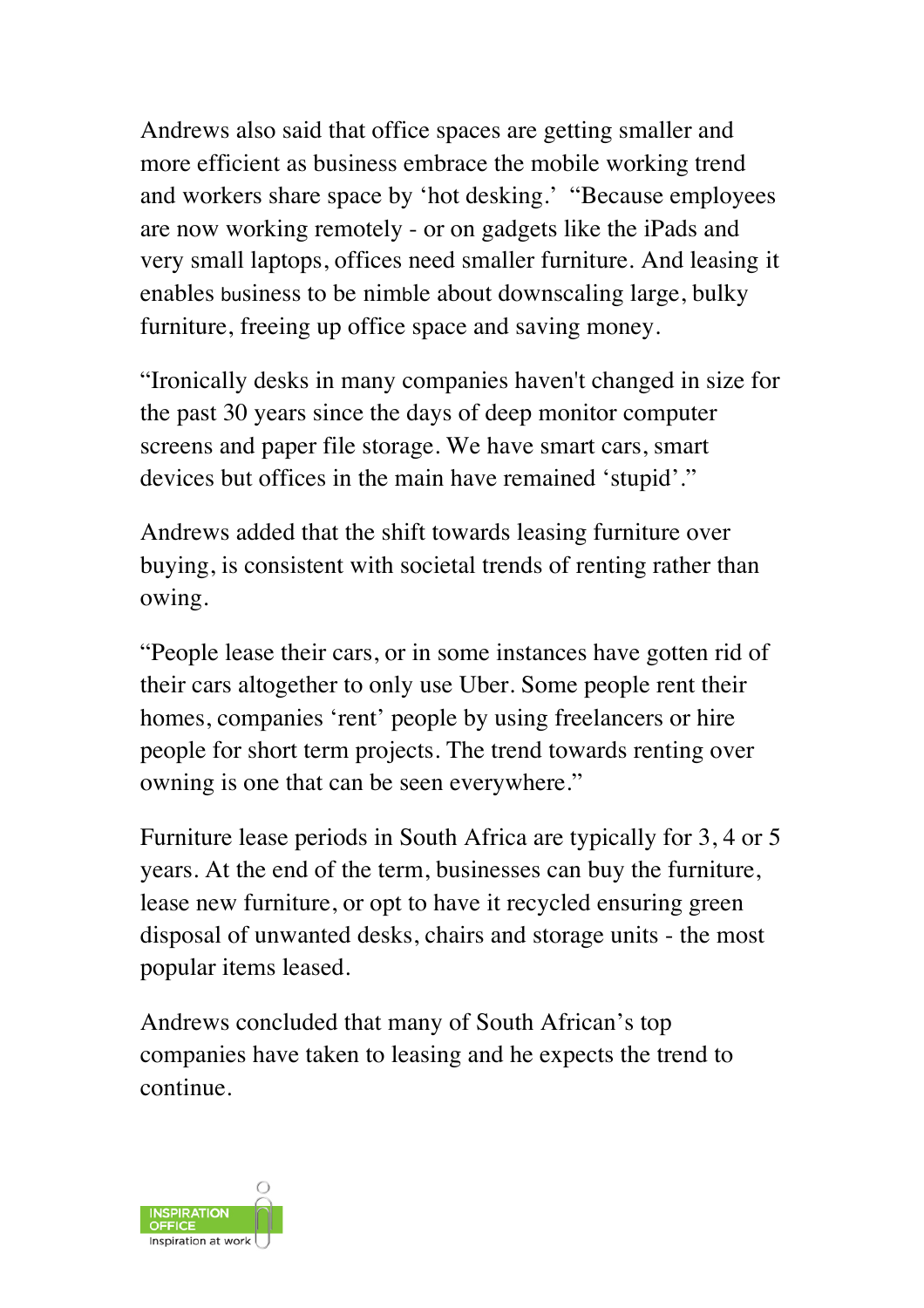Andrews also said that office spaces are getting smaller and more efficient as business embrace the mobile working trend and workers share space by 'hot desking.' "Because employees are now working remotely - or on gadgets like the iPads and very small laptops, offices need smaller furniture. And leasing it enables business to be nimble about downscaling large, bulky furniture, freeing up office space and saving money.

"Ironically desks in many companies haven't changed in size for the past 30 years since the days of deep monitor computer screens and paper file storage. We have smart cars, smart devices but offices in the main have remained 'stupid'."

Andrews added that the shift towards leasing furniture over buying, is consistent with societal trends of renting rather than owing.

"People lease their cars, or in some instances have gotten rid of their cars altogether to only use Uber. Some people rent their homes, companies 'rent' people by using freelancers or hire people for short term projects. The trend towards renting over owning is one that can be seen everywhere."

Furniture lease periods in South Africa are typically for 3, 4 or 5 years. At the end of the term, businesses can buy the furniture, lease new furniture, or opt to have it recycled ensuring green disposal of unwanted desks, chairs and storage units - the most popular items leased.

Andrews concluded that many of South African's top companies have taken to leasing and he expects the trend to continue.

INSPIRATION OFFICE
Inspiration at work